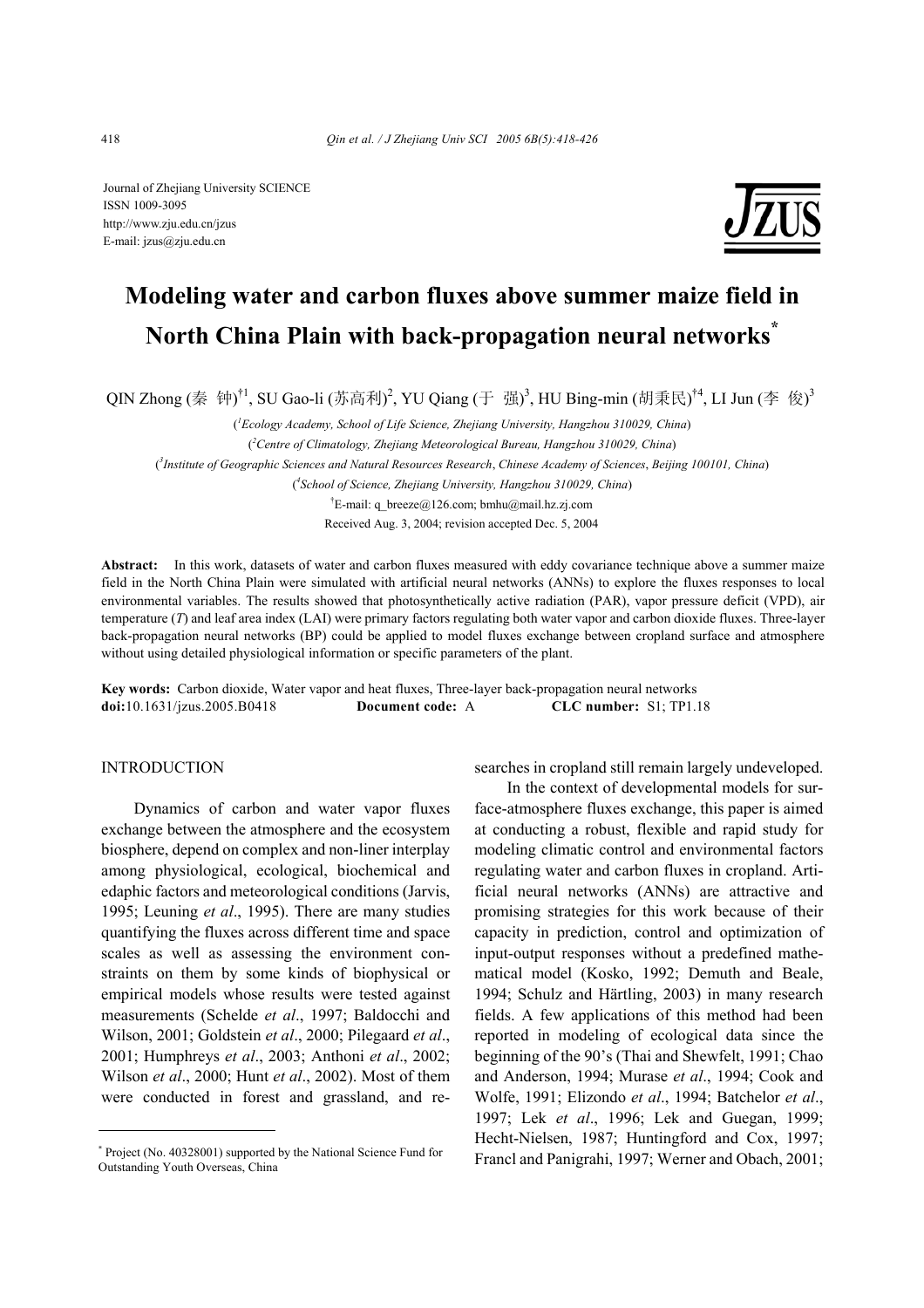Journal of Zhejiang University SCIENCE
ISSN 1009-3095
http://www.zju.edu.cn/jzus
E-mail: jzus@zju.edu.cn

# Modeling water and carbon fluxes above summer maize field in North China Plain with back-propagation neural networks*

QIN Zhong (秦 钟)[†1], SU Gao-li (苏高利)[2], YU Qiang (于 强)[3], HU Bing-min (胡秉民)[†4], LI Jun (李 俊)[3]

([1]*Ecology Academy, School of Life Science, Zhejiang University, Hangzhou 310029, China*)

([2]*Centre of Climatology, Zhejiang Meteorological Bureau, Hangzhou 310029, China*)

([3]*Institute of Geographic Sciences and Natural Resources Research, Chinese Academy of Sciences, Beijing 100101, China*)

([4]*School of Science, Zhejiang University, Hangzhou 310029, China*)

[†]E-mail: q_breeze@126.com; bmhu@mail.hz.zj.com

Received Aug. 3, 2004; revision accepted Dec. 5, 2004

**Abstract:** In this work, datasets of water and carbon fluxes measured with eddy covariance technique above a summer maize field in the North China Plain were simulated with artificial neural networks (ANNs) to explore the fluxes responses to local environmental variables. The results showed that photosynthetically active radiation (PAR), vapor pressure deficit (VPD), air temperature (*T*) and leaf area index (LAI) were primary factors regulating both water vapor and carbon dioxide fluxes. Three-layer back-propagation neural networks (BP) could be applied to model fluxes exchange between cropland surface and atmosphere without using detailed physiological information or specific parameters of the plant.

**Key words:** Carbon dioxide, Water vapor and heat fluxes, Three-layer back-propagation neural networks
**doi:**10.1631/jzus.2005.B0418 **Document code:** A **CLC number:** S1; TP1.18

## INTRODUCTION

Dynamics of carbon and water vapor fluxes exchange between the atmosphere and the ecosystem biosphere, depend on complex and non-liner interplay among physiological, ecological, biochemical and edaphic factors and meteorological conditions (Jarvis, 1995; Leuning *et al*., 1995). There are many studies quantifying the fluxes across different time and space scales as well as assessing the environment constraints on them by some kinds of biophysical or empirical models whose results were tested against measurements (Schelde *et al*., 1997; Baldocchi and Wilson, 2001; Goldstein *et al*., 2000; Pilegaard *et al*., 2001; Humphreys *et al*., 2003; Anthoni *et al*., 2002; Wilson *et al*., 2000; Hunt *et al*., 2002). Most of them were conducted in forest and grassland, and researches in cropland still remain largely undeveloped.

In the context of developmental models for surface-atmosphere fluxes exchange, this paper is aimed at conducting a robust, flexible and rapid study for modeling climatic control and environmental factors regulating water and carbon fluxes in cropland. Artificial neural networks (ANNs) are attractive and promising strategies for this work because of their capacity in prediction, control and optimization of input-output responses without a predefined mathematical model (Kosko, 1992; Demuth and Beale, 1994; Schulz and Härtling, 2003) in many research fields. A few applications of this method had been reported in modeling of ecological data since the beginning of the 90's (Thai and Shewfelt, 1991; Chao and Anderson, 1994; Murase *et al*., 1994; Cook and Wolfe, 1991; Elizondo *et al*., 1994; Batchelor *et al*., 1997; Lek *et al*., 1996; Lek and Guegan, 1999; Hecht-Nielsen, 1987; Huntingford and Cox, 1997; Francl and Panigrahi, 1997; Werner and Obach, 2001;

---

\* Project (No. 40328001) supported by the National Science Fund for Outstanding Youth Overseas, China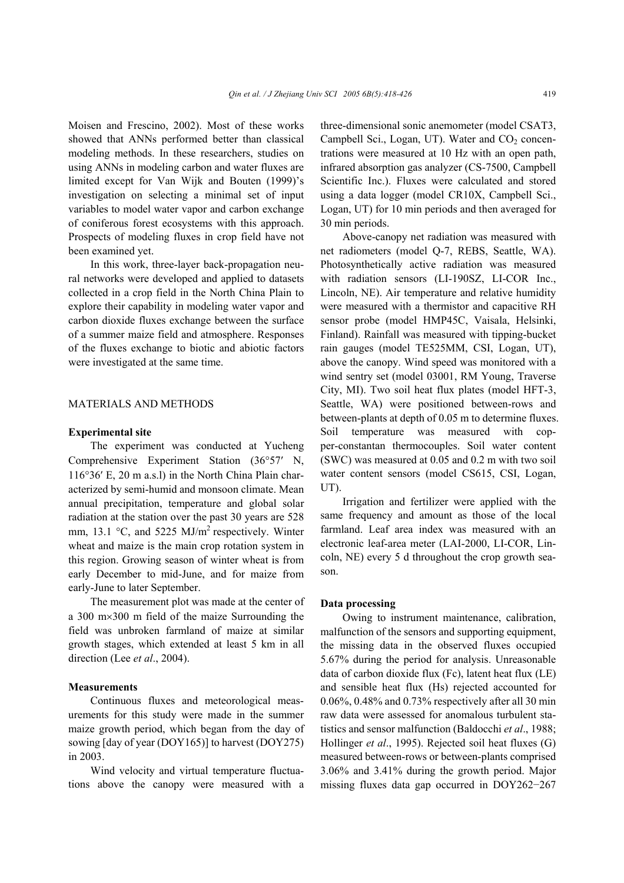Moisen and Frescino, 2002). Most of these works showed that ANNs performed better than classical modeling methods. In these researchers, studies on using ANNs in modeling carbon and water fluxes are limited except for Van Wijk and Bouten (1999)'s investigation on selecting a minimal set of input variables to model water vapor and carbon exchange of coniferous forest ecosystems with this approach. Prospects of modeling fluxes in crop field have not been examined yet.

In this work, three-layer back-propagation neural networks were developed and applied to datasets collected in a crop field in the North China Plain to explore their capability in modeling water vapor and carbon dioxide fluxes exchange between the surface of a summer maize field and atmosphere. Responses of the fluxes exchange to biotic and abiotic factors were investigated at the same time.

## MATERIALS AND METHODS

### Experimental site

The experiment was conducted at Yucheng Comprehensive Experiment Station (36°57′ N, 116°36′ E, 20 m a.s.l) in the North China Plain characterized by semi-humid and monsoon climate. Mean annual precipitation, temperature and global solar radiation at the station over the past 30 years are 528 mm, 13.1 °C, and 5225 MJ/m$^2$ respectively. Winter wheat and maize is the main crop rotation system in this region. Growing season of winter wheat is from early December to mid-June, and for maize from early-June to later September.

The measurement plot was made at the center of a 300 m×300 m field of the maize Surrounding the field was unbroken farmland of maize at similar growth stages, which extended at least 5 km in all direction (Lee *et al*., 2004).

### Measurements

Continuous fluxes and meteorological measurements for this study were made in the summer maize growth period, which began from the day of sowing [day of year (DOY165)] to harvest (DOY275) in 2003.

Wind velocity and virtual temperature fluctuations above the canopy were measured with a three-dimensional sonic anemometer (model CSAT3, Campbell Sci., Logan, UT). Water and $CO_2$ concentrations were measured at 10 Hz with an open path, infrared absorption gas analyzer (CS-7500, Campbell Scientific Inc.). Fluxes were calculated and stored using a data logger (model CR10X, Campbell Sci., Logan, UT) for 10 min periods and then averaged for 30 min periods.

Above-canopy net radiation was measured with net radiometers (model Q-7, REBS, Seattle, WA). Photosynthetically active radiation was measured with radiation sensors (LI-190SZ, LI-COR Inc., Lincoln, NE). Air temperature and relative humidity were measured with a thermistor and capacitive RH sensor probe (model HMP45C, Vaisala, Helsinki, Finland). Rainfall was measured with tipping-bucket rain gauges (model TE525MM, CSI, Logan, UT), above the canopy. Wind speed was monitored with a wind sentry set (model 03001, RM Young, Traverse City, MI). Two soil heat flux plates (model HFT-3, Seattle, WA) were positioned between-rows and between-plants at depth of 0.05 m to determine fluxes. Soil temperature was measured with copper-constantan thermocouples. Soil water content (SWC) was measured at 0.05 and 0.2 m with two soil water content sensors (model CS615, CSI, Logan, UT).

Irrigation and fertilizer were applied with the same frequency and amount as those of the local farmland. Leaf area index was measured with an electronic leaf-area meter (LAI-2000, LI-COR, Lincoln, NE) every 5 d throughout the crop growth season.

### Data processing

Owing to instrument maintenance, calibration, malfunction of the sensors and supporting equipment, the missing data in the observed fluxes occupied 5.67% during the period for analysis. Unreasonable data of carbon dioxide flux (Fc), latent heat flux (LE) and sensible heat flux (Hs) rejected accounted for 0.06%, 0.48% and 0.73% respectively after all 30 min raw data were assessed for anomalous turbulent statistics and sensor malfunction (Baldocchi *et al*., 1988; Hollinger *et al*., 1995). Rejected soil heat fluxes (G) measured between-rows or between-plants comprised 3.06% and 3.41% during the growth period. Major missing fluxes data gap occurred in DOY262−267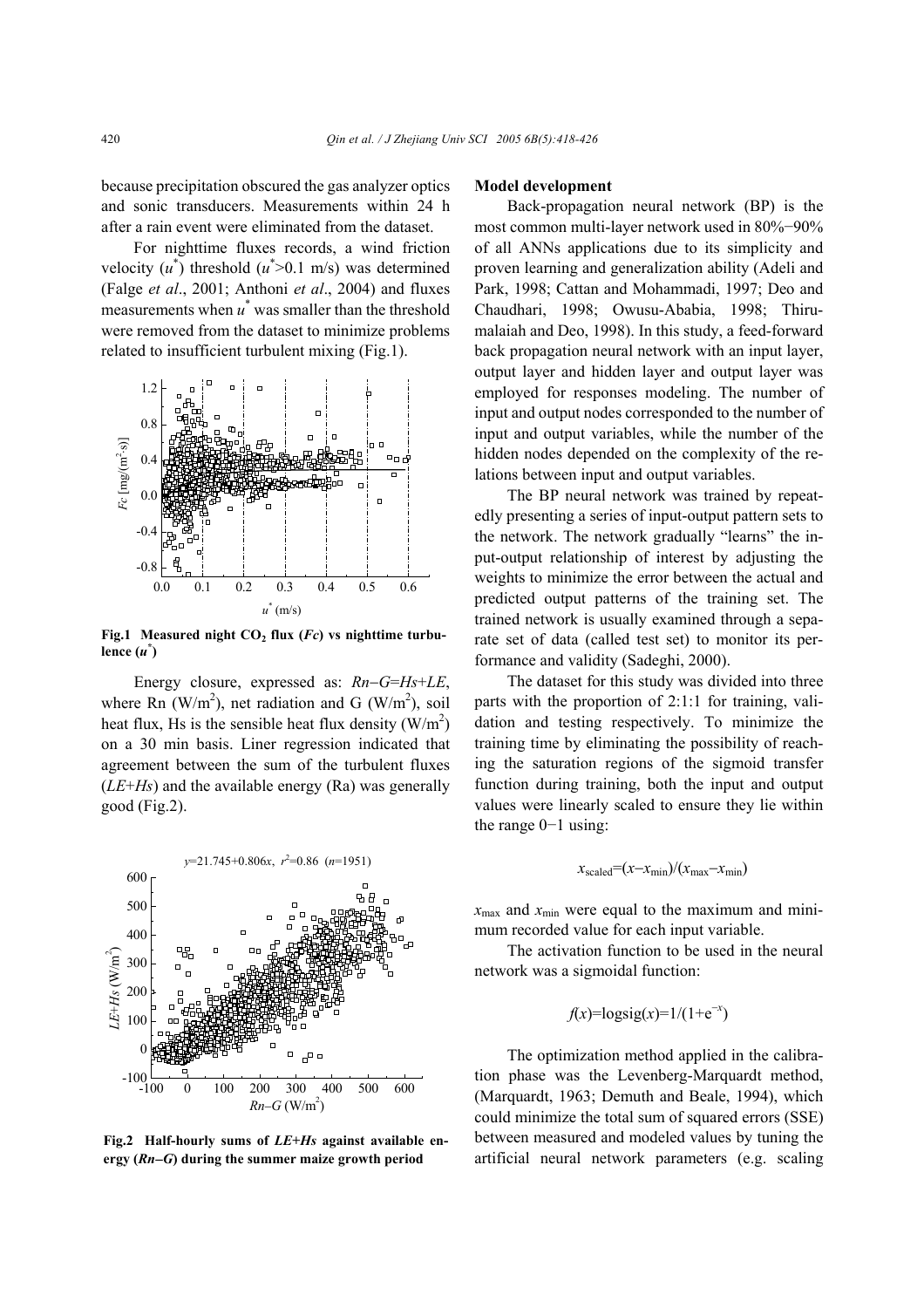because precipitation obscured the gas analyzer optics and sonic transducers. Measurements within 24 h after a rain event were eliminated from the dataset.

For nighttime fluxes records, a wind friction velocity ($u^*$) threshold ($u^*$>0.1 m/s) was determined (Falge *et al*., 2001; Anthoni *et al*., 2004) and fluxes measurements when $u^*$ was smaller than the threshold were removed from the dataset to minimize problems related to insufficient turbulent mixing (Fig.1).

**Fig.1 Measured night $CO_2$ flux (*Fc*) vs nighttime turbulence ($u^*$)**

Energy closure, expressed as: $Rn-G=Hs+LE$, where Rn (W/m$^2$), net radiation and G (W/m$^2$), soil heat flux, Hs is the sensible heat flux density (W/m$^2$) on a 30 min basis. Liner regression indicated that agreement between the sum of the turbulent fluxes ($LE+Hs$) and the available energy (Ra) was generally good (Fig.2).

**Fig.2 Half-hourly sums of *LE+Hs* against available energy (*Rn−G*) during the summer maize growth period**

**Model development**

Back-propagation neural network (BP) is the most common multi-layer network used in 80%−90% of all ANNs applications due to its simplicity and proven learning and generalization ability (Adeli and Park, 1998; Cattan and Mohammadi, 1997; Deo and Chaudhari, 1998; Owusu-Ababia, 1998; Thirumalaiah and Deo, 1998). In this study, a feed-forward back propagation neural network with an input layer, output layer and hidden layer and output layer was employed for responses modeling. The number of input and output nodes corresponded to the number of input and output variables, while the number of the hidden nodes depended on the complexity of the relations between input and output variables.

The BP neural network was trained by repeatedly presenting a series of input-output pattern sets to the network. The network gradually "learns" the input-output relationship of interest by adjusting the weights to minimize the error between the actual and predicted output patterns of the training set. The trained network is usually examined through a separate set of data (called test set) to monitor its performance and validity (Sadeghi, 2000).

The dataset for this study was divided into three parts with the proportion of 2:1:1 for training, validation and testing respectively. To minimize the training time by eliminating the possibility of reaching the saturation regions of the sigmoid transfer function during training, both the input and output values were linearly scaled to ensure they lie within the range 0−1 using:

$$x_{scaled}=(x-x_{min})/(x_{max}-x_{min})$$

$x_{max}$ and $x_{min}$ were equal to the maximum and minimum recorded value for each input variable.

The activation function to be used in the neural network was a sigmoidal function:

$$f(x)=\text{logsig}(x)=1/(1+e^{-x})$$

The optimization method applied in the calibration phase was the Levenberg-Marquardt method, (Marquardt, 1963; Demuth and Beale, 1994), which could minimize the total sum of squared errors (SSE) between measured and modeled values by tuning the artificial neural network parameters (e.g. scaling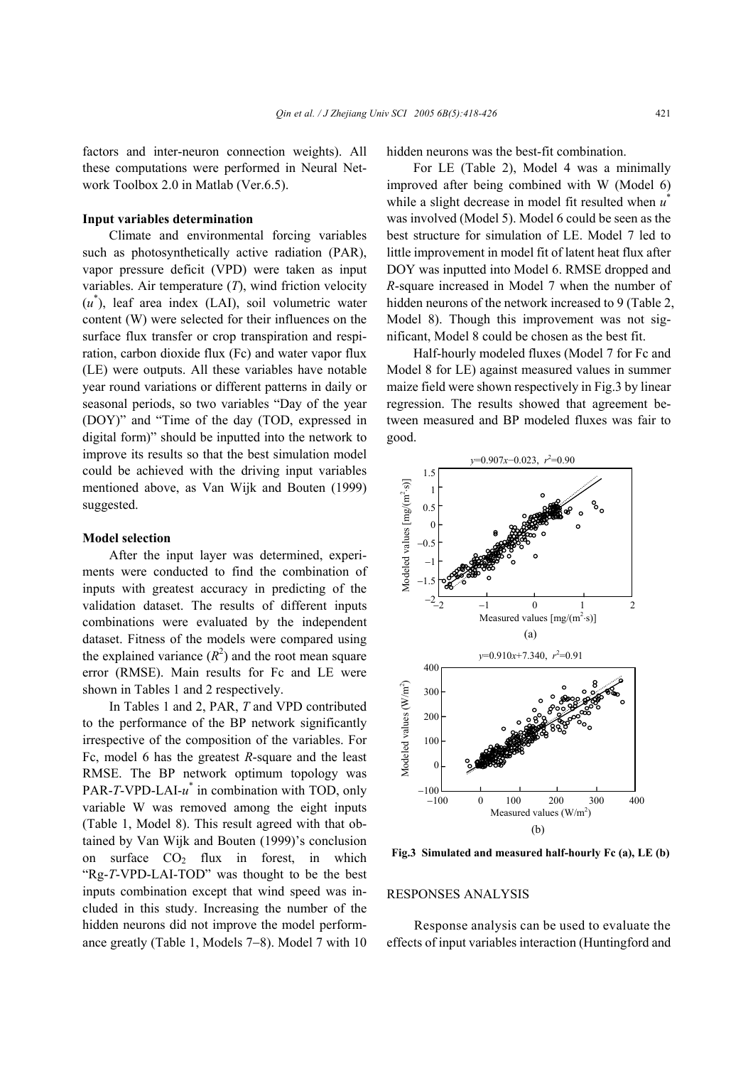factors and inter-neuron connection weights). All these computations were performed in Neural Network Toolbox 2.0 in Matlab (Ver.6.5).

### Input variables determination

Climate and environmental forcing variables such as photosynthetically active radiation (PAR), vapor pressure deficit (VPD) were taken as input variables. Air temperature ($T$), wind friction velocity ($u^*$), leaf area index (LAI), soil volumetric water content (W) were selected for their influences on the surface flux transfer or crop transpiration and respiration, carbon dioxide flux (Fc) and water vapor flux (LE) were outputs. All these variables have notable year round variations or different patterns in daily or seasonal periods, so two variables "Day of the year (DOY)" and "Time of the day (TOD, expressed in digital form)" should be inputted into the network to improve its results so that the best simulation model could be achieved with the driving input variables mentioned above, as Van Wijk and Bouten (1999) suggested.

### Model selection

After the input layer was determined, experiments were conducted to find the combination of inputs with greatest accuracy in predicting of the validation dataset. The results of different inputs combinations were evaluated by the independent dataset. Fitness of the models were compared using the explained variance ($R^2$) and the root mean square error (RMSE). Main results for Fc and LE were shown in Tables 1 and 2 respectively.

In Tables 1 and 2, PAR, $T$ and VPD contributed to the performance of the BP network significantly irrespective of the composition of the variables. For Fc, model 6 has the greatest $R$-square and the least RMSE. The BP network optimum topology was PAR-$T$-VPD-LAI-$u^*$ in combination with TOD, only variable W was removed among the eight inputs (Table 1, Model 8). This result agreed with that obtained by Van Wijk and Bouten (1999)'s conclusion on surface $CO_2$ flux in forest, in which "Rg-$T$-VPD-LAI-TOD" was thought to be the best inputs combination except that wind speed was included in this study. Increasing the number of the hidden neurons did not improve the model performance greatly (Table 1, Models 7−8). Model 7 with 10 hidden neurons was the best-fit combination.

For LE (Table 2), Model 4 was a minimally improved after being combined with W (Model 6) while a slight decrease in model fit resulted when $u^*$ was involved (Model 5). Model 6 could be seen as the best structure for simulation of LE. Model 7 led to little improvement in model fit of latent heat flux after DOY was inputted into Model 6. RMSE dropped and $R$-square increased in Model 7 when the number of hidden neurons of the network increased to 9 (Table 2, Model 8). Though this improvement was not significant, Model 8 could be chosen as the best fit.

Half-hourly modeled fluxes (Model 7 for Fc and Model 8 for LE) against measured values in summer maize field were shown respectively in Fig.3 by linear regression. The results showed that agreement between measured and BP modeled fluxes was fair to good.

**Fig.3 Simulated and measured half-hourly Fc (a), LE (b)**

## RESPONSES ANALYSIS

Response analysis can be used to evaluate the effects of input variables interaction (Huntingford and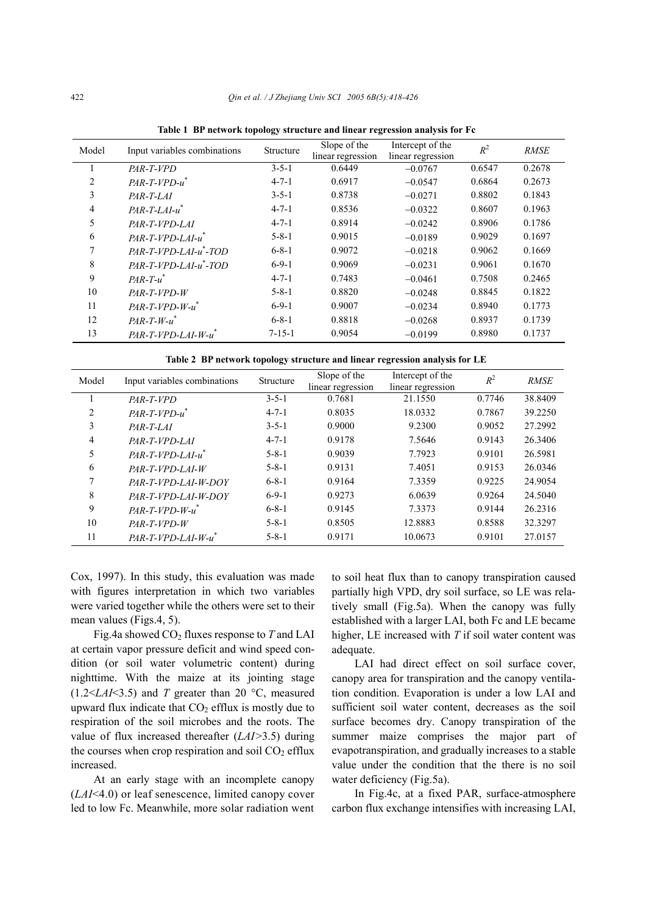**Table 1 BP network topology structure and linear regression analysis for Fc**

| Model | Input variables combinations | Structure | Slope of the linear regression | Intercept of the linear regression | $R^2$ | *RMSE* |
|---|---|---|---|---|---|---|
| 1 | *PAR-T-VPD* | 3-5-1 | 0.6449 | −0.0767 | 0.6547 | 0.2678 |
| 2 | *PAR-T-VPD-u*$^*$ | 4-7-1 | 0.6917 | −0.0547 | 0.6864 | 0.2673 |
| 3 | *PAR-T-LAI* | 3-5-1 | 0.8738 | −0.0271 | 0.8802 | 0.1843 |
| 4 | *PAR-T-LAI-u*$^*$ | 4-7-1 | 0.8536 | −0.0322 | 0.8607 | 0.1963 |
| 5 | *PAR-T-VPD-LAI* | 4-7-1 | 0.8914 | −0.0242 | 0.8906 | 0.1786 |
| 6 | *PAR-T-VPD-LAI-u*$^*$ | 5-8-1 | 0.9015 | −0.0189 | 0.9029 | 0.1697 |
| 7 | *PAR-T-VPD-LAI-u*$^*$*-TOD* | 6-8-1 | 0.9072 | −0.0218 | 0.9062 | 0.1669 |
| 8 | *PAR-T-VPD-LAI-u*$^*$*-TOD* | 6-9-1 | 0.9069 | −0.0231 | 0.9061 | 0.1670 |
| 9 | *PAR-T-u*$^*$ | 4-7-1 | 0.7483 | −0.0461 | 0.7508 | 0.2465 |
| 10 | *PAR-T-VPD-W* | 5-8-1 | 0.8820 | −0.0248 | 0.8845 | 0.1822 |
| 11 | *PAR-T-VPD-W-u*$^*$ | 6-9-1 | 0.9007 | −0.0234 | 0.8940 | 0.1773 |
| 12 | *PAR-T-W-u*$^*$ | 6-8-1 | 0.8818 | −0.0268 | 0.8937 | 0.1739 |
| 13 | *PAR-T-VPD-LAI-W-u*$^*$ | 7-15-1 | 0.9054 | −0.0199 | 0.8980 | 0.1737 |

**Table 2 BP network topology structure and linear regression analysis for LE**

| Model | Input variables combinations | Structure | Slope of the linear regression | Intercept of the linear regression | $R^2$ | *RMSE* |
|---|---|---|---|---|---|---|
| 1 | *PAR-T-VPD* | 3-5-1 | 0.7681 | 21.1550 | 0.7746 | 38.8409 |
| 2 | *PAR-T-VPD-u*$^*$ | 4-7-1 | 0.8035 | 18.0332 | 0.7867 | 39.2250 |
| 3 | *PAR-T-LAI* | 3-5-1 | 0.9000 | 9.2300 | 0.9052 | 27.2992 |
| 4 | *PAR-T-VPD-LAI* | 4-7-1 | 0.9178 | 7.5646 | 0.9143 | 26.3406 |
| 5 | *PAR-T-VPD-LAI-u*$^*$ | 5-8-1 | 0.9039 | 7.7923 | 0.9101 | 26.5981 |
| 6 | *PAR-T-VPD-LAI-W* | 5-8-1 | 0.9131 | 7.4051 | 0.9153 | 26.0346 |
| 7 | *PAR-T-VPD-LAI-W-DOY* | 6-8-1 | 0.9164 | 7.3359 | 0.9225 | 24.9054 |
| 8 | *PAR-T-VPD-LAI-W-DOY* | 6-9-1 | 0.9273 | 6.0639 | 0.9264 | 24.5040 |
| 9 | *PAR-T-VPD-W-u*$^*$ | 6-8-1 | 0.9145 | 7.3373 | 0.9144 | 26.2316 |
| 10 | *PAR-T-VPD-W* | 5-8-1 | 0.8505 | 12.8883 | 0.8588 | 32.3297 |
| 11 | *PAR-T-VPD-LAI-W-u*$^*$ | 5-8-1 | 0.9171 | 10.0673 | 0.9101 | 27.0157 |

Cox, 1997). In this study, this evaluation was made with figures interpretation in which two variables were varied together while the others were set to their mean values (Figs.4, 5).

Fig.4a showed $CO_2$ fluxes response to *T* and LAI at certain vapor pressure deficit and wind speed condition (or soil water volumetric content) during nighttime. With the maize at its jointing stage (1.2<*LAI*<3.5) and *T* greater than 20 °C, measured upward flux indicate that $CO_2$ efflux is mostly due to respiration of the soil microbes and the roots. The value of flux increased thereafter (*LAI*>3.5) during the courses when crop respiration and soil $CO_2$ efflux increased.

At an early stage with an incomplete canopy (*LAI*<4.0) or leaf senescence, limited canopy cover led to low Fc. Meanwhile, more solar radiation went to soil heat flux than to canopy transpiration caused partially high VPD, dry soil surface, so LE was relatively small (Fig.5a). When the canopy was fully established with a larger LAI, both Fc and LE became higher, LE increased with *T* if soil water content was adequate.

LAI had direct effect on soil surface cover, canopy area for transpiration and the canopy ventilation condition. Evaporation is under a low LAI and sufficient soil water content, decreases as the soil surface becomes dry. Canopy transpiration of the summer maize comprises the major part of evapotranspiration, and gradually increases to a stable value under the condition that the there is no soil water deficiency (Fig.5a).

In Fig.4c, at a fixed PAR, surface-atmosphere carbon flux exchange intensifies with increasing LAI,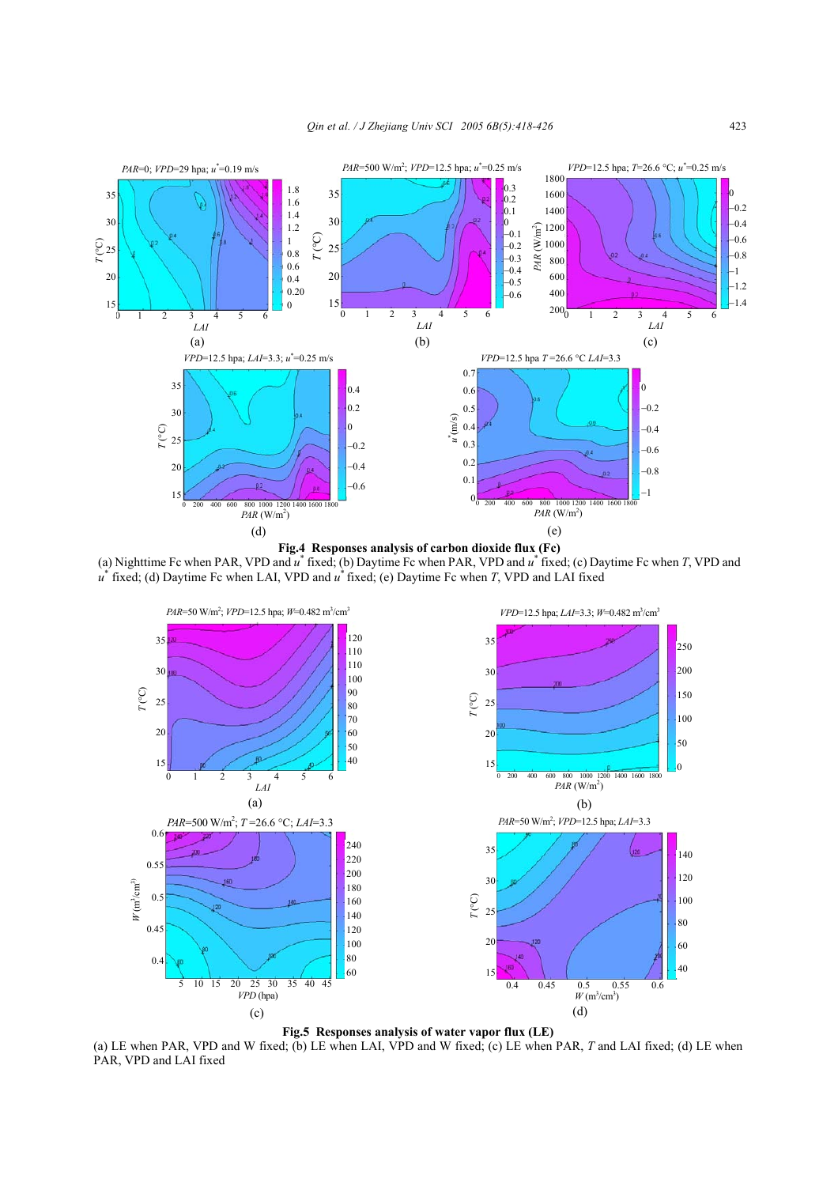**Fig.4 Responses analysis of carbon dioxide flux (Fc)**
(a) Nighttime Fc when PAR, VPD and $u^*$ fixed; (b) Daytime Fc when PAR, VPD and $u^*$ fixed; (c) Daytime Fc when $T$, VPD and $u^*$ fixed; (d) Daytime Fc when LAI, VPD and $u^*$ fixed; (e) Daytime Fc when $T$, VPD and LAI fixed

**Fig.5 Responses analysis of water vapor flux (LE)**
(a) LE when PAR, VPD and W fixed; (b) LE when LAI, VPD and W fixed; (c) LE when PAR, $T$ and LAI fixed; (d) LE when PAR, VPD and LAI fixed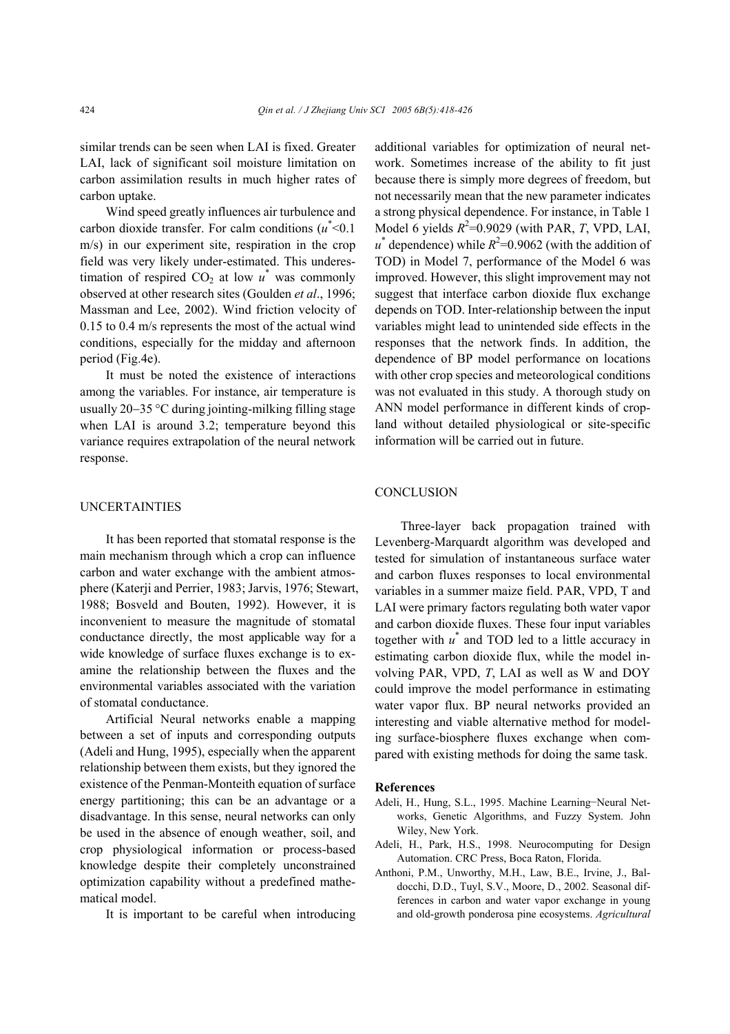similar trends can be seen when LAI is fixed. Greater LAI, lack of significant soil moisture limitation on carbon assimilation results in much higher rates of carbon uptake.

Wind speed greatly influences air turbulence and carbon dioxide transfer. For calm conditions ($u^*$<0.1 m/s) in our experiment site, respiration in the crop field was very likely under-estimated. This underestimation of respired $CO_2$ at low $u^*$ was commonly observed at other research sites (Goulden *et al*., 1996; Massman and Lee, 2002). Wind friction velocity of 0.15 to 0.4 m/s represents the most of the actual wind conditions, especially for the midday and afternoon period (Fig.4e).

It must be noted the existence of interactions among the variables. For instance, air temperature is usually 20–35 °C during jointing-milking filling stage when LAI is around 3.2; temperature beyond this variance requires extrapolation of the neural network response.

## UNCERTAINTIES

It has been reported that stomatal response is the main mechanism through which a crop can influence carbon and water exchange with the ambient atmosphere (Katerji and Perrier, 1983; Jarvis, 1976; Stewart, 1988; Bosveld and Bouten, 1992). However, it is inconvenient to measure the magnitude of stomatal conductance directly, the most applicable way for a wide knowledge of surface fluxes exchange is to examine the relationship between the fluxes and the environmental variables associated with the variation of stomatal conductance.

Artificial Neural networks enable a mapping between a set of inputs and corresponding outputs (Adeli and Hung, 1995), especially when the apparent relationship between them exists, but they ignored the existence of the Penman-Monteith equation of surface energy partitioning; this can be an advantage or a disadvantage. In this sense, neural networks can only be used in the absence of enough weather, soil, and crop physiological information or process-based knowledge despite their completely unconstrained optimization capability without a predefined mathematical model.

It is important to be careful when introducing additional variables for optimization of neural network. Sometimes increase of the ability to fit just because there is simply more degrees of freedom, but not necessarily mean that the new parameter indicates a strong physical dependence. For instance, in Table 1 Model 6 yields $R^2$=0.9029 (with PAR, *T*, VPD, LAI, $u^*$ dependence) while $R^2$=0.9062 (with the addition of TOD) in Model 7, performance of the Model 6 was improved. However, this slight improvement may not suggest that interface carbon dioxide flux exchange depends on TOD. Inter-relationship between the input variables might lead to unintended side effects in the responses that the network finds. In addition, the dependence of BP model performance on locations with other crop species and meteorological conditions was not evaluated in this study. A thorough study on ANN model performance in different kinds of cropland without detailed physiological or site-specific information will be carried out in future.

## CONCLUSION

Three-layer back propagation trained with Levenberg-Marquardt algorithm was developed and tested for simulation of instantaneous surface water and carbon fluxes responses to local environmental variables in a summer maize field. PAR, VPD, T and LAI were primary factors regulating both water vapor and carbon dioxide fluxes. These four input variables together with $u^*$ and TOD led to a little accuracy in estimating carbon dioxide flux, while the model involving PAR, VPD, *T*, LAI as well as W and DOY could improve the model performance in estimating water vapor flux. BP neural networks provided an interesting and viable alternative method for modeling surface-biosphere fluxes exchange when compared with existing methods for doing the same task.

**References**

Adeli, H., Hung, S.L., 1995. Machine Learning−Neural Networks, Genetic Algorithms, and Fuzzy System. John Wiley, New York.

Adeli, H., Park, H.S., 1998. Neurocomputing for Design Automation. CRC Press, Boca Raton, Florida.

Anthoni, P.M., Unworthy, M.H., Law, B.E., Irvine, J., Baldocchi, D.D., Tuyl, S.V., Moore, D., 2002. Seasonal differences in carbon and water vapor exchange in young and old-growth ponderosa pine ecosystems. *Agricultural*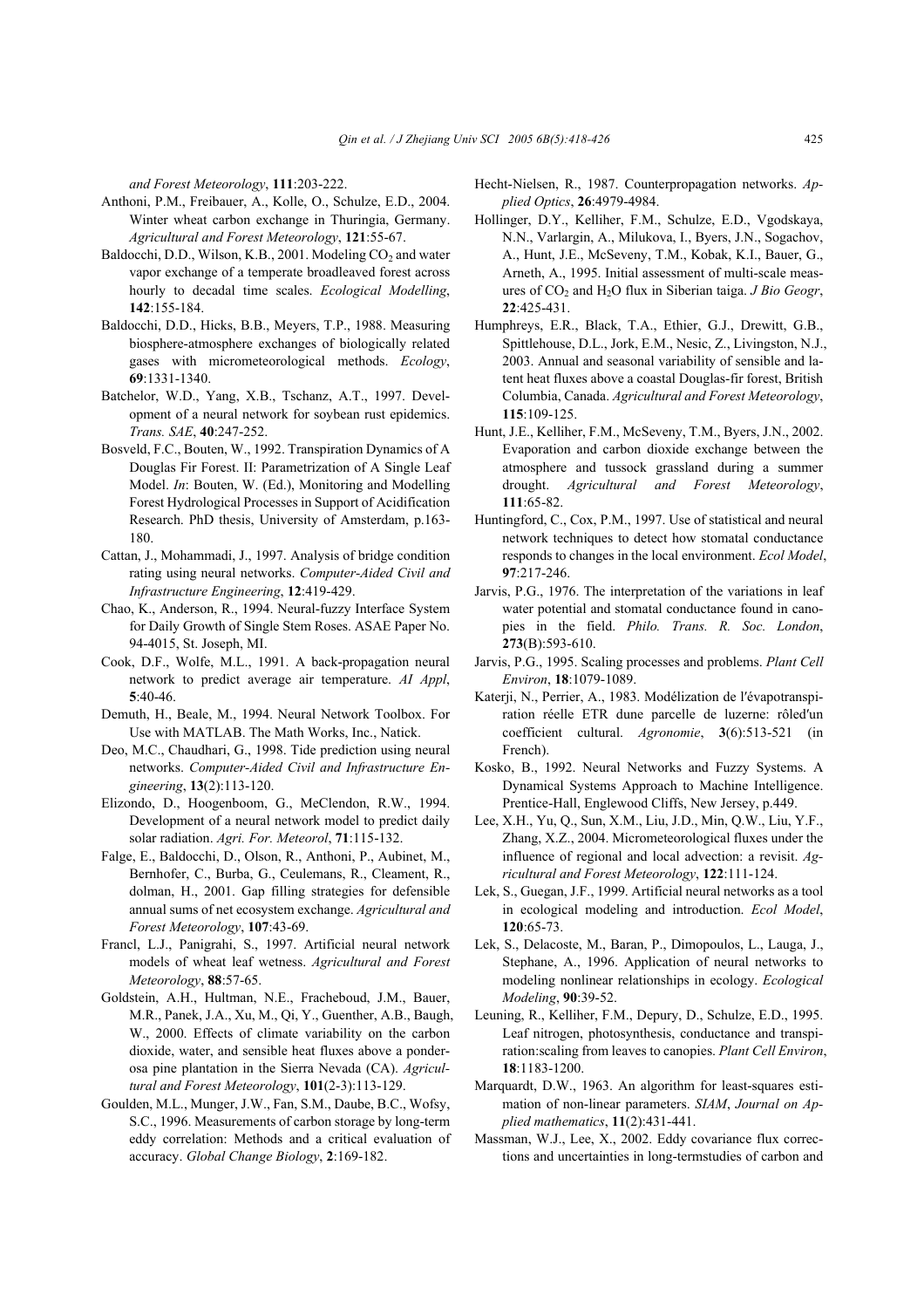*and Forest Meteorology*, **111**:203-222.

Anthoni, P.M., Freibauer, A., Kolle, O., Schulze, E.D., 2004. Winter wheat carbon exchange in Thuringia, Germany. *Agricultural and Forest Meteorology*, **121**:55-67.

Baldocchi, D.D., Wilson, K.B., 2001. Modeling $CO_2$ and water vapor exchange of a temperate broadleaved forest across hourly to decadal time scales. *Ecological Modelling*, **142**:155-184.

Baldocchi, D.D., Hicks, B.B., Meyers, T.P., 1988. Measuring biosphere-atmosphere exchanges of biologically related gases with micrometeorological methods. *Ecology*, **69**:1331-1340.

Batchelor, W.D., Yang, X.B., Tschanz, A.T., 1997. Development of a neural network for soybean rust epidemics. *Trans. SAE*, **40**:247-252.

Bosveld, F.C., Bouten, W., 1992. Transpiration Dynamics of A Douglas Fir Forest. II: Parametrization of A Single Leaf Model. *In*: Bouten, W. (Ed.), Monitoring and Modelling Forest Hydrological Processes in Support of Acidification Research. PhD thesis, University of Amsterdam, p.163-180.

Cattan, J., Mohammadi, J., 1997. Analysis of bridge condition rating using neural networks. *Computer-Aided Civil and Infrastructure Engineering*, **12**:419-429.

Chao, K., Anderson, R., 1994. Neural-fuzzy Interface System for Daily Growth of Single Stem Roses. ASAE Paper No. 94-4015, St. Joseph, MI.

Cook, D.F., Wolfe, M.L., 1991. A back-propagation neural network to predict average air temperature. *AI Appl*, **5**:40-46.

Demuth, H., Beale, M., 1994. Neural Network Toolbox. For Use with MATLAB. The Math Works, Inc., Natick.

Deo, M.C., Chaudhari, G., 1998. Tide prediction using neural networks. *Computer-Aided Civil and Infrastructure Engineering*, **13**(2):113-120.

Elizondo, D., Hoogenboom, G., MeClendon, R.W., 1994. Development of a neural network model to predict daily solar radiation. *Agri. For. Meteorol*, **71**:115-132.

Falge, E., Baldocchi, D., Olson, R., Anthoni, P., Aubinet, M., Bernhofer, C., Burba, G., Ceulemans, R., Cleament, R., dolman, H., 2001. Gap filling strategies for defensible annual sums of net ecosystem exchange. *Agricultural and Forest Meteorology*, **107**:43-69.

Francl, L.J., Panigrahi, S., 1997. Artificial neural network models of wheat leaf wetness. *Agricultural and Forest Meteorology*, **88**:57-65.

Goldstein, A.H., Hultman, N.E., Fracheboud, J.M., Bauer, M.R., Panek, J.A., Xu, M., Qi, Y., Guenther, A.B., Baugh, W., 2000. Effects of climate variability on the carbon dioxide, water, and sensible heat fluxes above a ponderosa pine plantation in the Sierra Nevada (CA). *Agricultural and Forest Meteorology*, **101**(2-3):113-129.

Goulden, M.L., Munger, J.W., Fan, S.M., Daube, B.C., Wofsy, S.C., 1996. Measurements of carbon storage by long-term eddy correlation: Methods and a critical evaluation of accuracy. *Global Change Biology*, **2**:169-182.

Hecht-Nielsen, R., 1987. Counterpropagation networks. *Applied Optics*, **26**:4979-4984.

Hollinger, D.Y., Kelliher, F.M., Schulze, E.D., Vgodskaya, N.N., Varlargin, A., Milukova, I., Byers, J.N., Sogachov, A., Hunt, J.E., McSeveny, T.M., Kobak, K.I., Bauer, G., Arneth, A., 1995. Initial assessment of multi-scale measures of $CO_2$ and $H_2O$ flux in Siberian taiga. *J Bio Geogr*, **22**:425-431.

Humphreys, E.R., Black, T.A., Ethier, G.J., Drewitt, G.B., Spittlehouse, D.L., Jork, E.M., Nesic, Z., Livingston, N.J., 2003. Annual and seasonal variability of sensible and latent heat fluxes above a coastal Douglas-fir forest, British Columbia, Canada. *Agricultural and Forest Meteorology*, **115**:109-125.

Hunt, J.E., Kelliher, F.M., McSeveny, T.M., Byers, J.N., 2002. Evaporation and carbon dioxide exchange between the atmosphere and tussock grassland during a summer drought. *Agricultural and Forest Meteorology*, **111**:65-82.

Huntingford, C., Cox, P.M., 1997. Use of statistical and neural network techniques to detect how stomatal conductance responds to changes in the local environment. *Ecol Model*, **97**:217-246.

Jarvis, P.G., 1976. The interpretation of the variations in leaf water potential and stomatal conductance found in canopies in the field. *Philo. Trans. R. Soc. London*, **273**(B):593-610.

Jarvis, P.G., 1995. Scaling processes and problems. *Plant Cell Environ*, **18**:1079-1089.

Katerji, N., Perrier, A., 1983. Modélization de l′évapotranspiration réelle ETR dune parcelle de luzerne: rôled′un coefficient cultural. *Agronomie*, **3**(6):513-521 (in French).

Kosko, B., 1992. Neural Networks and Fuzzy Systems. A Dynamical Systems Approach to Machine Intelligence. Prentice-Hall, Englewood Cliffs, New Jersey, p.449.

Lee, X.H., Yu, Q., Sun, X.M., Liu, J.D., Min, Q.W., Liu, Y.F., Zhang, X.Z., 2004. Micrometeorological fluxes under the influence of regional and local advection: a revisit. *Agricultural and Forest Meteorology*, **122**:111-124.

Lek, S., Guegan, J.F., 1999. Artificial neural networks as a tool in ecological modeling and introduction. *Ecol Model*, **120**:65-73.

Lek, S., Delacoste, M., Baran, P., Dimopoulos, L., Lauga, J., Stephane, A., 1996. Application of neural networks to modeling nonlinear relationships in ecology. *Ecological Modeling*, **90**:39-52.

Leuning, R., Kelliher, F.M., Depury, D., Schulze, E.D., 1995. Leaf nitrogen, photosynthesis, conductance and transpiration:scaling from leaves to canopies. *Plant Cell Environ*, **18**:1183-1200.

Marquardt, D.W., 1963. An algorithm for least-squares estimation of non-linear parameters. *SIAM*, *Journal on Applied mathematics*, **11**(2):431-441.

Massman, W.J., Lee, X., 2002. Eddy covariance flux corrections and uncertainties in long-termstudies of carbon and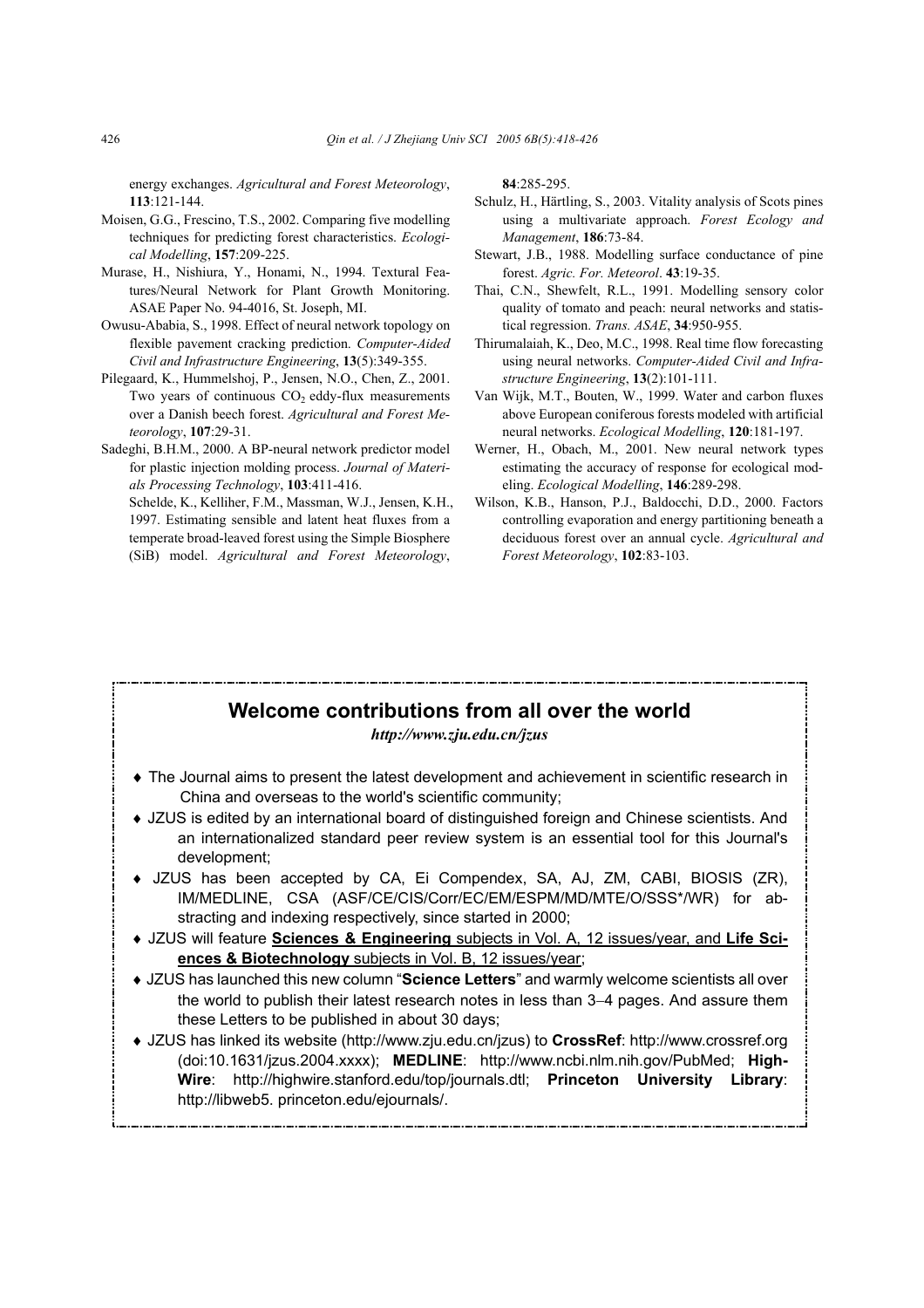energy exchanges. *Agricultural and Forest Meteorology*, **113**:121-144.

Moisen, G.G., Frescino, T.S., 2002. Comparing five modelling techniques for predicting forest characteristics. *Ecological Modelling*, **157**:209-225.

Murase, H., Nishiura, Y., Honami, N., 1994. Textural Features/Neural Network for Plant Growth Monitoring. ASAE Paper No. 94-4016, St. Joseph, MI.

Owusu-Ababia, S., 1998. Effect of neural network topology on flexible pavement cracking prediction. *Computer-Aided Civil and Infrastructure Engineering*, **13**(5):349-355.

Pilegaard, K., Hummelshoj, P., Jensen, N.O., Chen, Z., 2001. Two years of continuous $CO_2$ eddy-flux measurements over a Danish beech forest. *Agricultural and Forest Meteorology*, **107**:29-31.

Sadeghi, B.H.M., 2000. A BP-neural network predictor model for plastic injection molding process. *Journal of Materials Processing Technology*, **103**:411-416.

Schelde, K., Kelliher, F.M., Massman, W.J., Jensen, K.H., 1997. Estimating sensible and latent heat fluxes from a temperate broad-leaved forest using the Simple Biosphere (SiB) model. *Agricultural and Forest Meteorology*, **84**:285-295.

Schulz, H., Härtling, S., 2003. Vitality analysis of Scots pines using a multivariate approach. *Forest Ecology and Management*, **186**:73-84.

Stewart, J.B., 1988. Modelling surface conductance of pine forest. *Agric. For. Meteorol*. **43**:19-35.

Thai, C.N., Shewfelt, R.L., 1991. Modelling sensory color quality of tomato and peach: neural networks and statistical regression. *Trans. ASAE*, **34**:950-955.

Thirumalaiah, K., Deo, M.C., 1998. Real time flow forecasting using neural networks. *Computer-Aided Civil and Infrastructure Engineering*, **13**(2):101-111.

Van Wijk, M.T., Bouten, W., 1999. Water and carbon fluxes above European coniferous forests modeled with artificial neural networks. *Ecological Modelling*, **120**:181-197.

Werner, H., Obach, M., 2001. New neural network types estimating the accuracy of response for ecological modeling. *Ecological Modelling*, **146**:289-298.

Wilson, K.B., Hanson, P.J., Baldocchi, D.D., 2000. Factors controlling evaporation and energy partitioning beneath a deciduous forest over an annual cycle. *Agricultural and Forest Meteorology*, **102**:83-103.

---

## Welcome contributions from all over the world

*http://www.zju.edu.cn/jzus*

- The Journal aims to present the latest development and achievement in scientific research in China and overseas to the world's scientific community;
- JZUS is edited by an international board of distinguished foreign and Chinese scientists. And an internationalized standard peer review system is an essential tool for this Journal's development;
- JZUS has been accepted by CA, Ei Compendex, SA, AJ, ZM, CABI, BIOSIS (ZR), IM/MEDLINE, CSA (ASF/CE/CIS/Corr/EC/EM/ESPM/MD/MTE/O/SSS*/WR) for abstracting and indexing respectively, since started in 2000;
- JZUS will feature **Sciences & Engineering** subjects in Vol. A, 12 issues/year, and **Life Sciences & Biotechnology** subjects in Vol. B, 12 issues/year;
- JZUS has launched this new column "**Science Letters**" and warmly welcome scientists all over the world to publish their latest research notes in less than 3–4 pages. And assure them these Letters to be published in about 30 days;
- JZUS has linked its website (http://www.zju.edu.cn/jzus) to **CrossRef**: http://www.crossref.org (doi:10.1631/jzus.2004.xxxx); **MEDLINE**: http://www.ncbi.nlm.nih.gov/PubMed; **HighWire**: http://highwire.stanford.edu/top/journals.dtl; **Princeton University Library**: http://libweb5. princeton.edu/ejournals/.